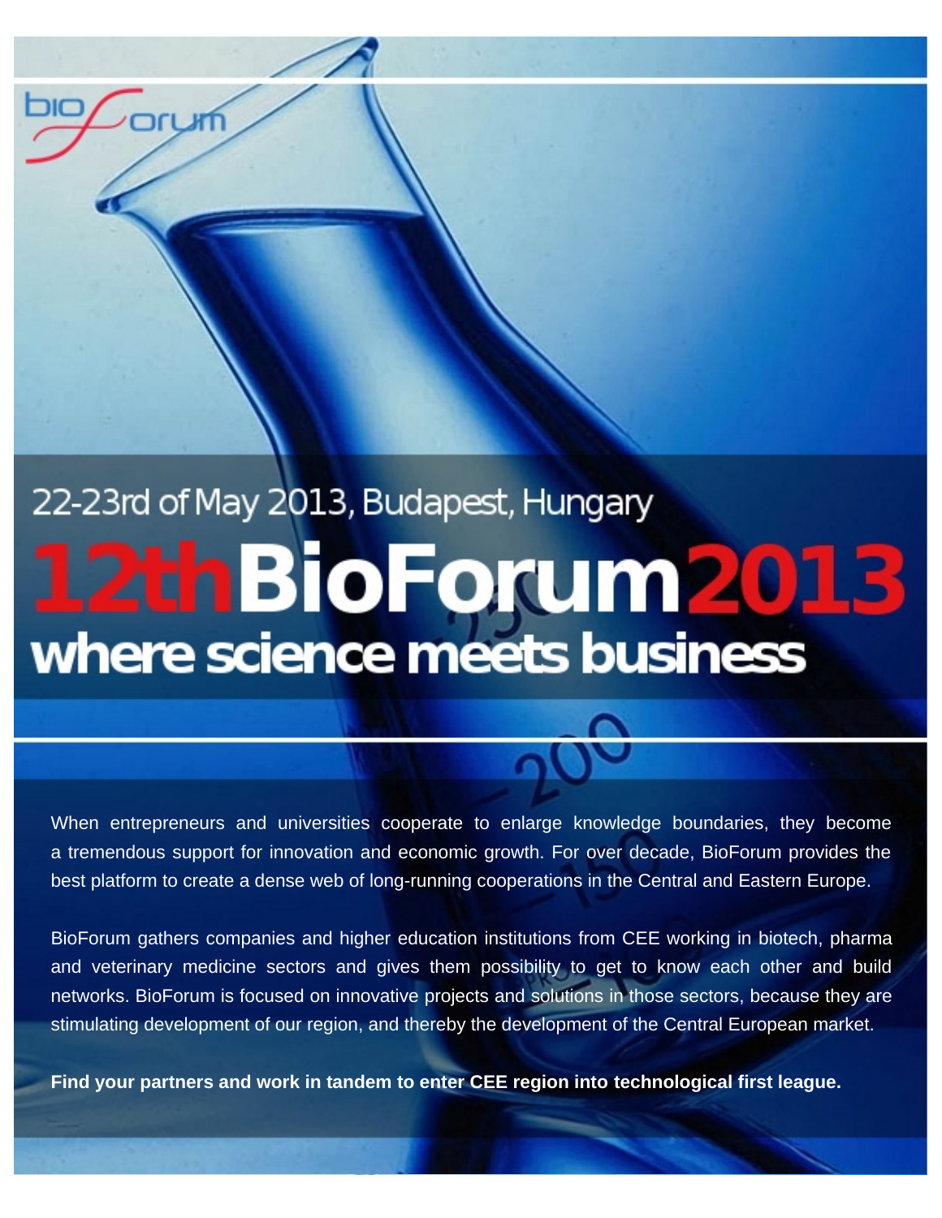bio forum

22-23rd of May 2013, Budapest, Hungary

# 12thBioForum2013

## where science meets business

When entrepreneurs and universities cooperate to enlarge knowledge boundaries, they become a tremendous support for innovation and economic growth. For over decade, BioForum provides the best platform to create a dense web of long-running cooperations in the Central and Eastern Europe.

BioForum gathers companies and higher education institutions from CEE working in biotech, pharma and veterinary medicine sectors and gives them possibility to get to know each other and build networks. BioForum is focused on innovative projects and solutions in those sectors, because they are stimulating development of our region, and thereby the development of the Central European market.

**Find your partners and work in tandem to enter CEE region into technological first league.**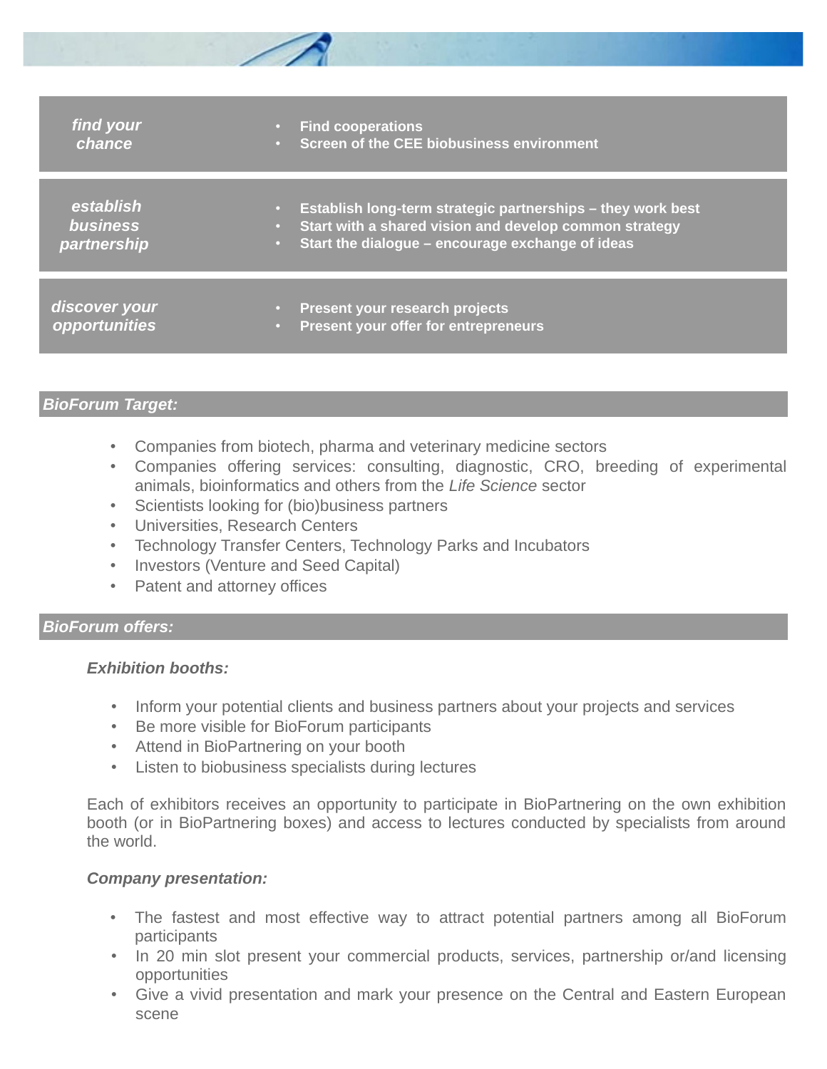| | |
|---|---|
| ***find your chance*** | • **Find cooperations**<br>• **Screen of the CEE biobusiness environment** |
| ***establish business partnership*** | • **Establish long-term strategic partnerships – they work best**<br>• **Start with a shared vision and develop common strategy**<br>• **Start the dialogue – encourage exchange of ideas** |
| ***discover your opportunities*** | • **Present your research projects**<br>• **Present your offer for entrepreneurs** |

## *BioForum Target:*

- Companies from biotech, pharma and veterinary medicine sectors
- Companies offering services: consulting, diagnostic, CRO, breeding of experimental animals, bioinformatics and others from the *Life Science* sector
- Scientists looking for (bio)business partners
- Universities, Research Centers
- Technology Transfer Centers, Technology Parks and Incubators
- Investors (Venture and Seed Capital)
- Patent and attorney offices

## *BioForum offers:*

### *Exhibition booths:*

- Inform your potential clients and business partners about your projects and services
- Be more visible for BioForum participants
- Attend in BioPartnering on your booth
- Listen to biobusiness specialists during lectures

Each of exhibitors receives an opportunity to participate in BioPartnering on the own exhibition booth (or in BioPartnering boxes) and access to lectures conducted by specialists from around the world.

### *Company presentation:*

- The fastest and most effective way to attract potential partners among all BioForum participants
- In 20 min slot present your commercial products, services, partnership or/and licensing opportunities
- Give a vivid presentation and mark your presence on the Central and Eastern European scene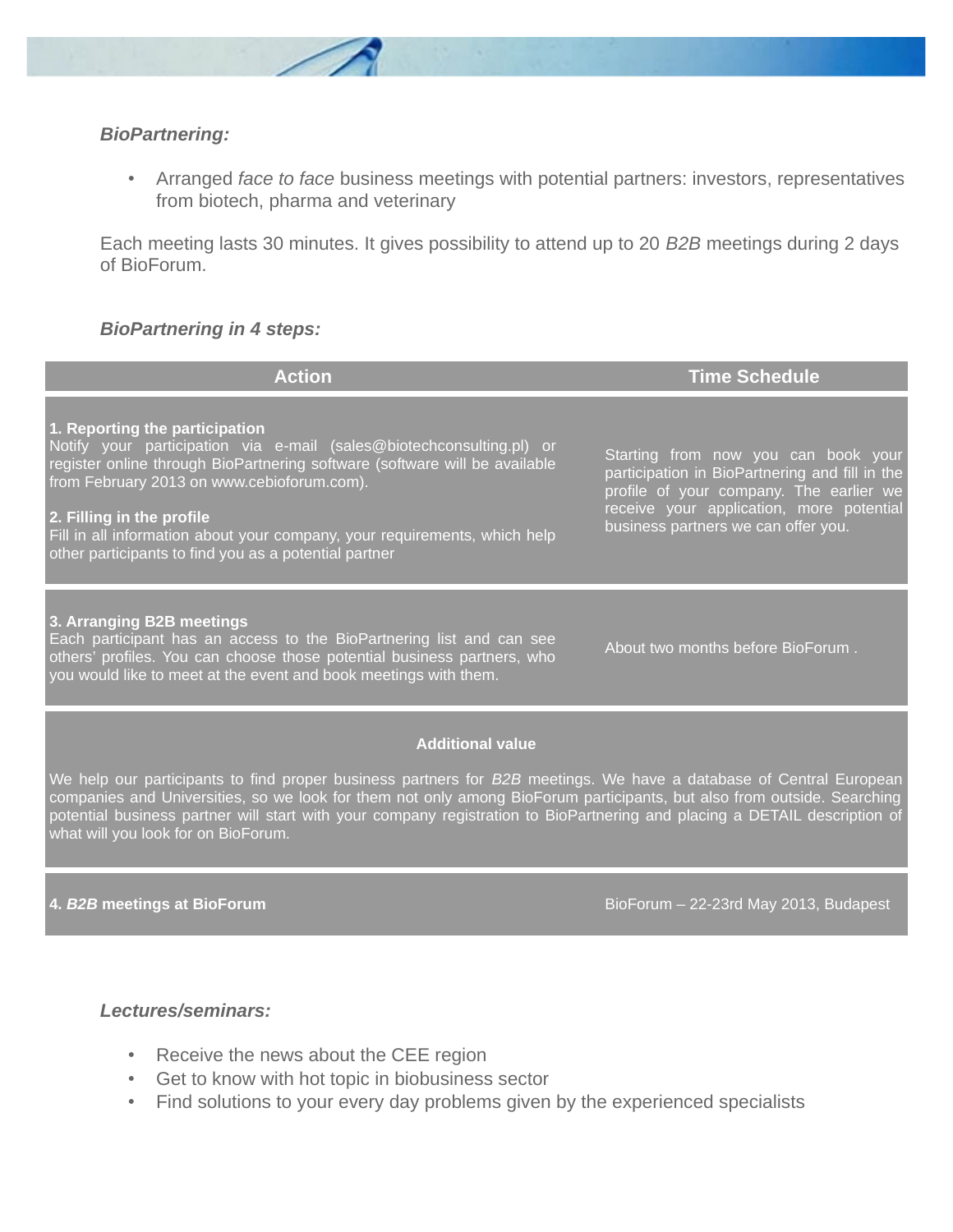### *BioPartnering:*

- Arranged *face to face* business meetings with potential partners: investors, representatives from biotech, pharma and veterinary

Each meeting lasts 30 minutes. It gives possibility to attend up to 20 *B2B* meetings during 2 days of BioForum.

### *BioPartnering in 4 steps:*

| Action | Time Schedule |
|---|---|
| **1. Reporting the participation**<br>Notify your participation via e-mail (sales@biotechconsulting.pl) or register online through BioPartnering software (software will be available from February 2013 on www.cebioforum.com).<br><br>**2. Filling in the profile**<br>Fill in all information about your company, your requirements, which help other participants to find you as a potential partner | Starting from now you can book your participation in BioPartnering and fill in the profile of your company. The earlier we receive your application, more potential business partners we can offer you. |
| **3. Arranging B2B meetings**<br>Each participant has an access to the BioPartnering list and can see others' profiles. You can choose those potential business partners, who you would like to meet at the event and book meetings with them. | About two months before BioForum . |
| **Additional value**<br>We help our participants to find proper business partners for *B2B* meetings. We have a database of Central European companies and Universities, so we look for them not only among BioForum participants, but also from outside. Searching potential business partner will start with your company registration to BioPartnering and placing a DETAIL description of what will you look for on BioForum. | |
| **4. *B2B* meetings at BioForum** | BioForum – 22-23rd May 2013, Budapest |

### *Lectures/seminars:*

- Receive the news about the CEE region
- Get to know with hot topic in biobusiness sector
- Find solutions to your every day problems given by the experienced specialists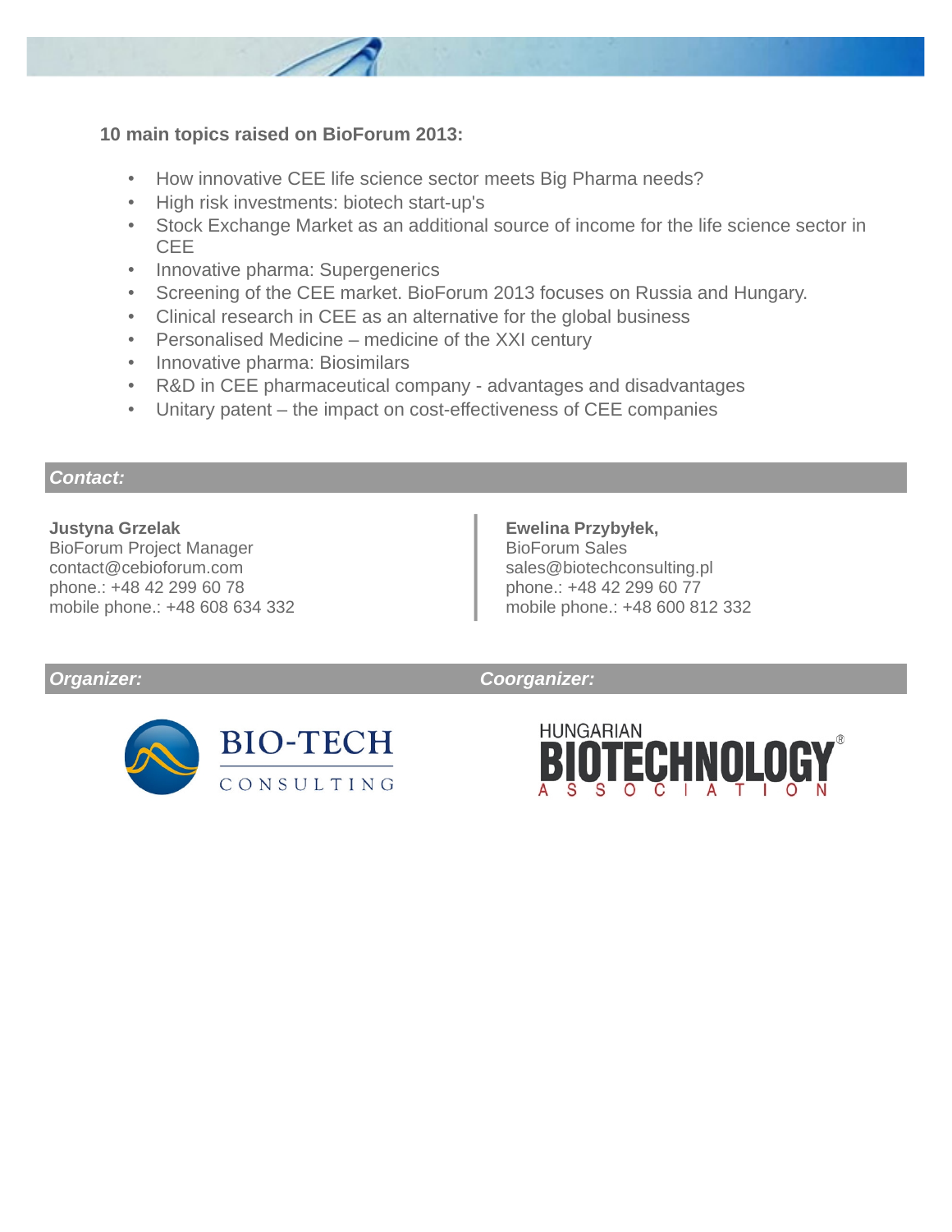**10 main topics raised on BioForum 2013:**

- How innovative CEE life science sector meets Big Pharma needs?
- High risk investments: biotech start-up's
- Stock Exchange Market as an additional source of income for the life science sector in CEE
- Innovative pharma: Supergenerics
- Screening of the CEE market. BioForum 2013 focuses on Russia and Hungary.
- Clinical research in CEE as an alternative for the global business
- Personalised Medicine – medicine of the XXI century
- Innovative pharma: Biosimilars
- R&D in CEE pharmaceutical company - advantages and disadvantages
- Unitary patent – the impact on cost-effectiveness of CEE companies

***Contact:***

**Justyna Grzelak**
BioForum Project Manager
contact@cebioforum.com
phone.: +48 42 299 60 78
mobile phone.: +48 608 634 332

**Ewelina Przybyłek,**
BioForum Sales
sales@biotechconsulting.pl
phone.: +48 42 299 60 77
mobile phone.: +48 600 812 332

***Organizer:***

BIO-TECH CONSULTING

***Coorganizer:***

HUNGARIAN BIOTECHNOLOGY® ASSOCIATION